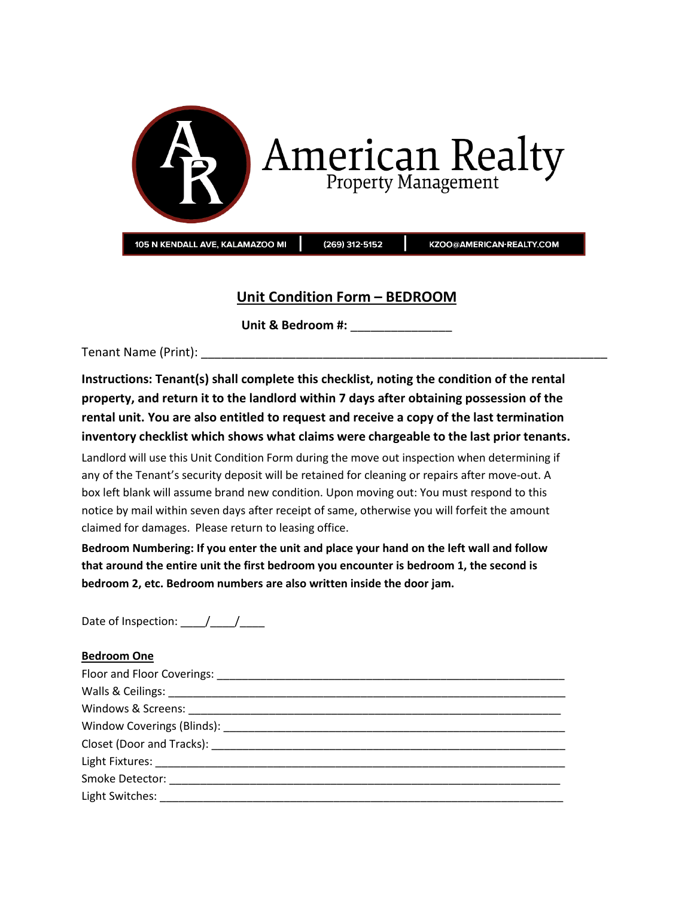# American Realty

Property Management

105 N KENDALL AVE, KALAMAZOO MI | (269) 312-5152 | KZOO@AMERICAN-REALTY.COM

## Unit Condition Form – BEDROOM

**Unit & Bedroom #:** _______________

Tenant Name (Print): _____________________________________________________________

**Instructions: Tenant(s) shall complete this checklist, noting the condition of the rental property, and return it to the landlord within 7 days after obtaining possession of the rental unit. You are also entitled to request and receive a copy of the last termination inventory checklist which shows what claims were chargeable to the last prior tenants.**

Landlord will use this Unit Condition Form during the move out inspection when determining if any of the Tenant's security deposit will be retained for cleaning or repairs after move-out. A box left blank will assume brand new condition. Upon moving out: You must respond to this notice by mail within seven days after receipt of same, otherwise you will forfeit the amount claimed for damages. Please return to leasing office.

**Bedroom Numbering: If you enter the unit and place your hand on the left wall and follow that around the entire unit the first bedroom you encounter is bedroom 1, the second is bedroom 2, etc. Bedroom numbers are also written inside the door jam.**

Date of Inspection: ____/____/____

**Bedroom One**

Floor and Floor Coverings: _______________________________________________________

Walls & Ceilings: _______________________________________________________________

Windows & Screens: ____________________________________________________________

Window Coverings (Blinds): ______________________________________________________

Closet (Door and Tracks): _______________________________________________________

Light Fixtures: _________________________________________________________________

Smoke Detector: _______________________________________________________________

Light Switches: ________________________________________________________________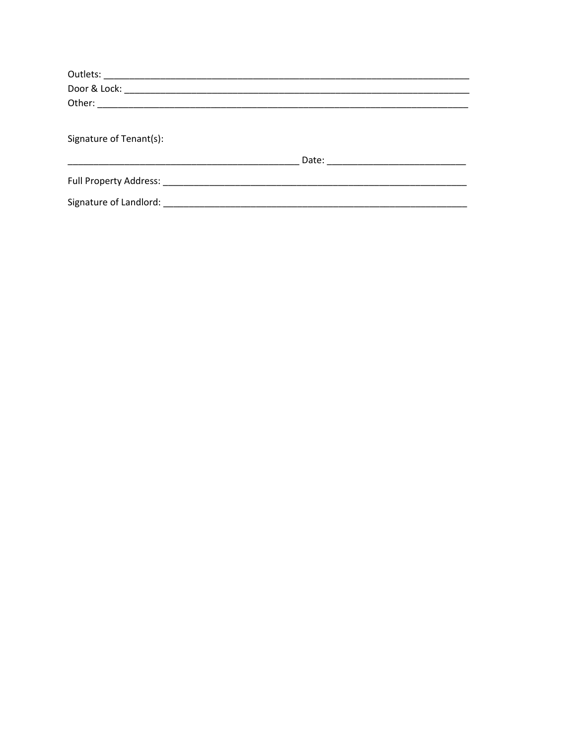Outlets: ___________________________________________________________________________

Door & Lock: _______________________________________________________________________

Other: _____________________________________________________________________________

Signature of Tenant(s):

_______________________________________________ Date: ____________________________

Full Property Address: ______________________________________________________________

Signature of Landlord: ______________________________________________________________